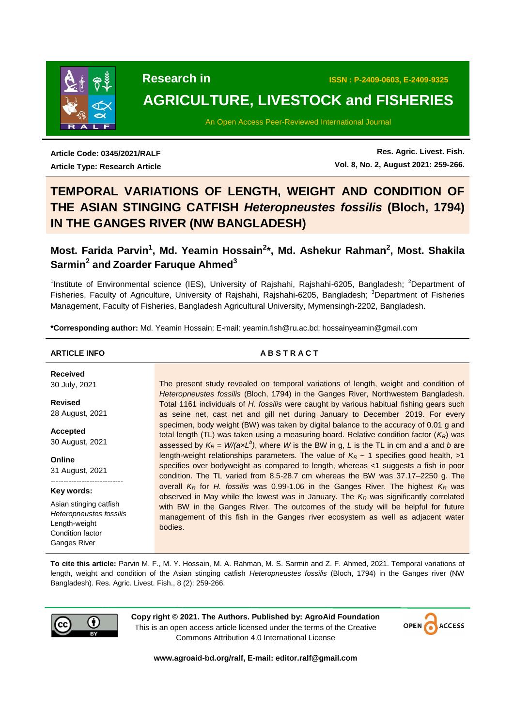Research in

# AGRICULTURE, LIVESTOCK and FISHERIES

ISSN : P-2409-0603, E-2409-9325

An Open Access Peer-Reviewed International Journal

**Article Code: 0345/2021/RALF**
**Article Type: Research Article**

**Res. Agric. Livest. Fish.**
**Vol. 8, No. 2, August 2021: 259-266.**

# TEMPORAL VARIATIONS OF LENGTH, WEIGHT AND CONDITION OF THE ASIAN STINGING CATFISH *Heteropneustes fossilis* (Bloch, 1794) IN THE GANGES RIVER (NW BANGLADESH)

**Most. Farida Parvin[1], Md. Yeamin Hossain[2]\*, Md. Ashekur Rahman[2], Most. Shakila Sarmin[2] and Zoarder Faruque Ahmed[3]**

[1]Institute of Environmental science (IES), University of Rajshahi, Rajshahi-6205, Bangladesh; [2]Department of Fisheries, Faculty of Agriculture, University of Rajshahi, Rajshahi-6205, Bangladesh; [3]Department of Fisheries Management, Faculty of Fisheries, Bangladesh Agricultural University, Mymensingh-2202, Bangladesh.

**\*Corresponding author:** Md. Yeamin Hossain; E-mail: yeamin.fish@ru.ac.bd; hossainyeamin@gmail.com

**ARTICLE INFO**

**Received**
30 July, 2021

**Revised**
28 August, 2021

**Accepted**
30 August, 2021

**Online**
31 August, 2021

**Key words:**
Asian stinging catfish
*Heteropneustes fossilis*
Length-weight
Condition factor
Ganges River

**ABSTRACT**

The present study revealed on temporal variations of length, weight and condition of *Heteropneustes fossilis* (Bloch, 1794) in the Ganges River, Northwestern Bangladesh. Total 1161 individuals of *H. fossilis* were caught by various habitual fishing gears such as seine net, cast net and gill net during January to December 2019. For every specimen, body weight (BW) was taken by digital balance to the accuracy of 0.01 g and total length (TL) was taken using a measuring board. Relative condition factor ($K_R$) was assessed by $K_R = W/(a \times L^b)$, where $W$ is the BW in g, $L$ is the TL in cm and $a$ and $b$ are length-weight relationships parameters. The value of $K_R$ ~ 1 specifies good health, >1 specifies over bodyweight as compared to length, whereas <1 suggests a fish in poor condition. The TL varied from 8.5-28.7 cm whereas the BW was 37.17–2250 g. The overall $K_R$ for *H. fossilis* was 0.99-1.06 in the Ganges River. The highest $K_R$ was observed in May while the lowest was in January. The $K_R$ was significantly correlated with BW in the Ganges River. The outcomes of the study will be helpful for future management of this fish in the Ganges river ecosystem as well as adjacent water bodies.

**To cite this article:** Parvin M. F., M. Y. Hossain, M. A. Rahman, M. S. Sarmin and Z. F. Ahmed, 2021. Temporal variations of length, weight and condition of the Asian stinging catfish *Heteropneustes fossilis* (Bloch, 1794) in the Ganges river (NW Bangladesh). Res. Agric. Livest. Fish., 8 (2): 259-266.

**Copy right © 2021. The Authors. Published by: AgroAid Foundation**
This is an open access article licensed under the terms of the Creative Commons Attribution 4.0 International License

**www.agroaid-bd.org/ralf, E-mail: editor.ralf@gmail.com**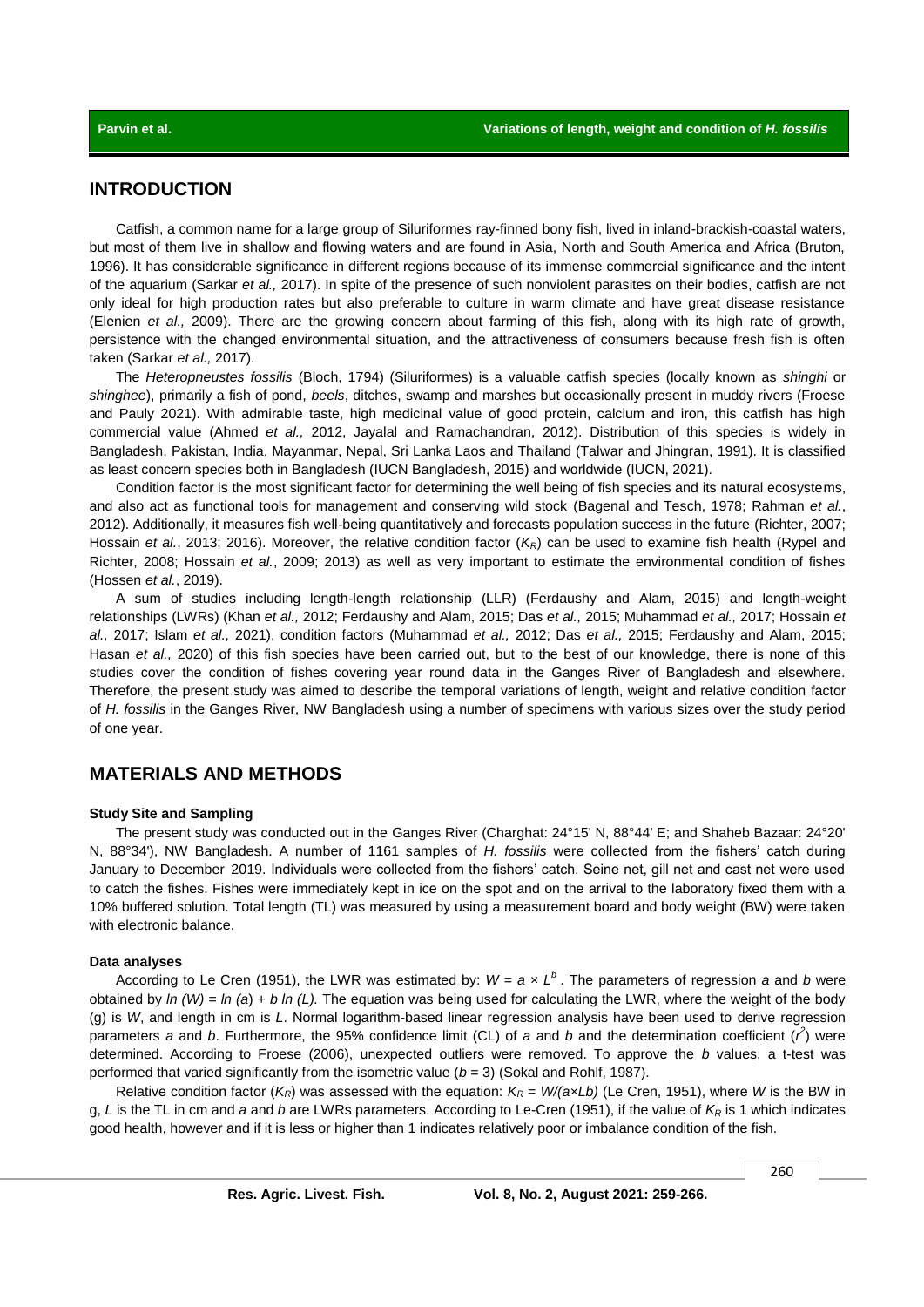## INTRODUCTION

Catfish, a common name for a large group of Siluriformes ray-finned bony fish, lived in inland-brackish-coastal waters, but most of them live in shallow and flowing waters and are found in Asia, North and South America and Africa (Bruton, 1996). It has considerable significance in different regions because of its immense commercial significance and the intent of the aquarium (Sarkar *et al.,* 2017). In spite of the presence of such nonviolent parasites on their bodies, catfish are not only ideal for high production rates but also preferable to culture in warm climate and have great disease resistance (Elenien *et al.,* 2009). There are the growing concern about farming of this fish, along with its high rate of growth, persistence with the changed environmental situation, and the attractiveness of consumers because fresh fish is often taken (Sarkar *et al.,* 2017).

The *Heteropneustes fossilis* (Bloch, 1794) (Siluriformes) is a valuable catfish species (locally known as *shinghi* or *shinghee*), primarily a fish of pond, *beels*, ditches, swamp and marshes but occasionally present in muddy rivers (Froese and Pauly 2021). With admirable taste, high medicinal value of good protein, calcium and iron, this catfish has high commercial value (Ahmed *et al.,* 2012, Jayalal and Ramachandran, 2012). Distribution of this species is widely in Bangladesh, Pakistan, India, Mayanmar, Nepal, Sri Lanka Laos and Thailand (Talwar and Jhingran, 1991). It is classified as least concern species both in Bangladesh (IUCN Bangladesh, 2015) and worldwide (IUCN, 2021).

Condition factor is the most significant factor for determining the well being of fish species and its natural ecosystems, and also act as functional tools for management and conserving wild stock (Bagenal and Tesch, 1978; Rahman *et al.*, 2012). Additionally, it measures fish well-being quantitatively and forecasts population success in the future (Richter, 2007; Hossain *et al.*, 2013; 2016). Moreover, the relative condition factor ($K_R$) can be used to examine fish health (Rypel and Richter, 2008; Hossain *et al.*, 2009; 2013) as well as very important to estimate the environmental condition of fishes (Hossen *et al.*, 2019).

A sum of studies including length-length relationship (LLR) (Ferdaushy and Alam, 2015) and length-weight relationships (LWRs) (Khan *et al.,* 2012; Ferdaushy and Alam, 2015; Das *et al.,* 2015; Muhammad *et al.,* 2017; Hossain *et al.,* 2017; Islam *et al.,* 2021), condition factors (Muhammad *et al.,* 2012; Das *et al.,* 2015; Ferdaushy and Alam, 2015; Hasan *et al.,* 2020) of this fish species have been carried out, but to the best of our knowledge, there is none of this studies cover the condition of fishes covering year round data in the Ganges River of Bangladesh and elsewhere. Therefore, the present study was aimed to describe the temporal variations of length, weight and relative condition factor of *H. fossilis* in the Ganges River, NW Bangladesh using a number of specimens with various sizes over the study period of one year.

## MATERIALS AND METHODS

### Study Site and Sampling

The present study was conducted out in the Ganges River (Charghat: 24°15' N, 88°44' E; and Shaheb Bazaar: 24°20' N, 88°34'), NW Bangladesh. A number of 1161 samples of *H. fossilis* were collected from the fishers' catch during January to December 2019. Individuals were collected from the fishers' catch. Seine net, gill net and cast net were used to catch the fishes. Fishes were immediately kept in ice on the spot and on the arrival to the laboratory fixed them with a 10% buffered solution. Total length (TL) was measured by using a measurement board and body weight (BW) were taken with electronic balance.

### Data analyses

According to Le Cren (1951), the LWR was estimated by: $W = a \times L^b$. The parameters of regression *a* and *b* were obtained by $\ln (W) = \ln (a) + b \ln (L)$. The equation was being used for calculating the LWR, where the weight of the body (g) is *W*, and length in cm is *L*. Normal logarithm-based linear regression analysis have been used to derive regression parameters *a* and *b*. Furthermore, the 95% confidence limit (CL) of *a* and *b* and the determination coefficient ($r^2$) were determined. According to Froese (2006), unexpected outliers were removed. To approve the *b* values, a t-test was performed that varied significantly from the isometric value ($b = 3$) (Sokal and Rohlf, 1987).

Relative condition factor ($K_R$) was assessed with the equation: $K_R = W/(a \times Lb)$ (Le Cren, 1951), where *W* is the BW in g, *L* is the TL in cm and *a* and *b* are LWRs parameters. According to Le-Cren (1951), if the value of $K_R$ is 1 which indicates good health, however and if it is less or higher than 1 indicates relatively poor or imbalance condition of the fish.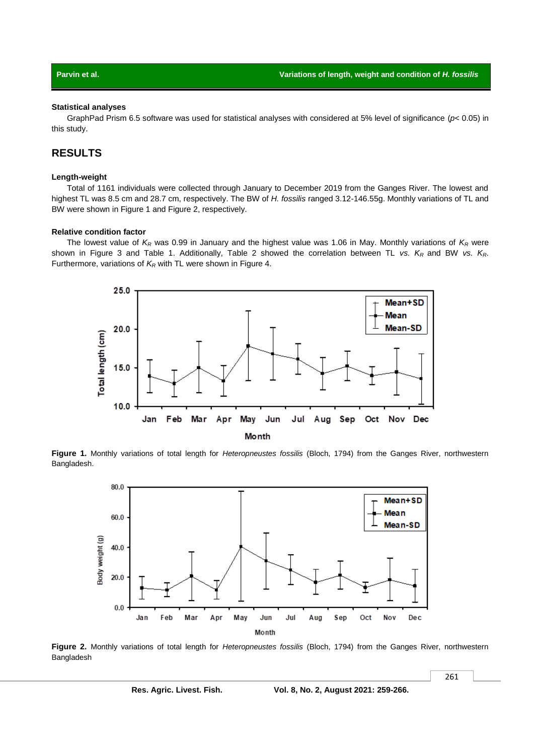### Statistical analyses

GraphPad Prism 6.5 software was used for statistical analyses with considered at 5% level of significance ($p$< 0.05) in this study.

## RESULTS

### Length-weight

Total of 1161 individuals were collected through January to December 2019 from the Ganges River. The lowest and highest TL was 8.5 cm and 28.7 cm, respectively. The BW of *H. fossilis* ranged 3.12-146.55g. Monthly variations of TL and BW were shown in Figure 1 and Figure 2, respectively.

### Relative condition factor

The lowest value of $K_R$ was 0.99 in January and the highest value was 1.06 in May. Monthly variations of $K_R$ were shown in Figure 3 and Table 1. Additionally, Table 2 showed the correlation between TL *vs.* $K_R$ and BW *vs.* $K_R$. Furthermore, variations of $K_R$ with TL were shown in Figure 4.

**Figure 1.** Monthly variations of total length for *Heteropneustes fossilis* (Bloch, 1794) from the Ganges River, northwestern Bangladesh.

**Figure 2.** Monthly variations of total length for *Heteropneustes fossilis* (Bloch, 1794) from the Ganges River, northwestern Bangladesh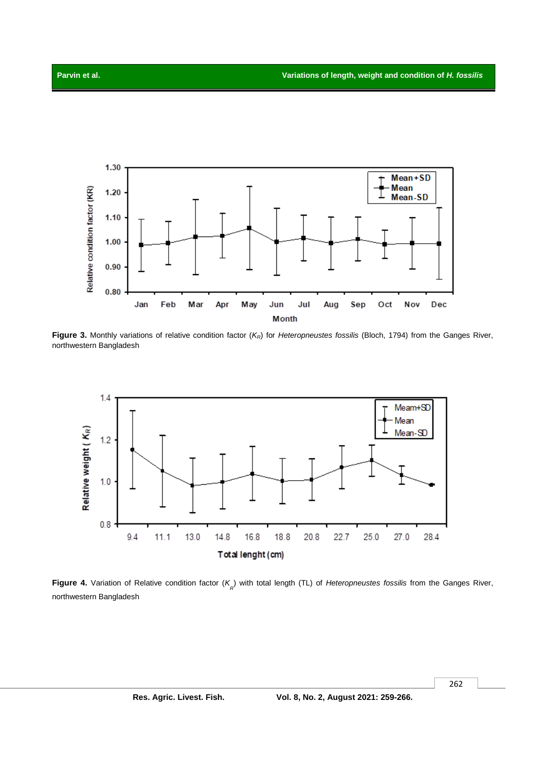**Figure 3.** Monthly variations of relative condition factor ($K_R$) for *Heteropneustes fossilis* (Bloch, 1794) from the Ganges River, northwestern Bangladesh

**Figure 4.** Variation of Relative condition factor ($K_R$) with total length (TL) of *Heteropneustes fossilis* from the Ganges River, northwestern Bangladesh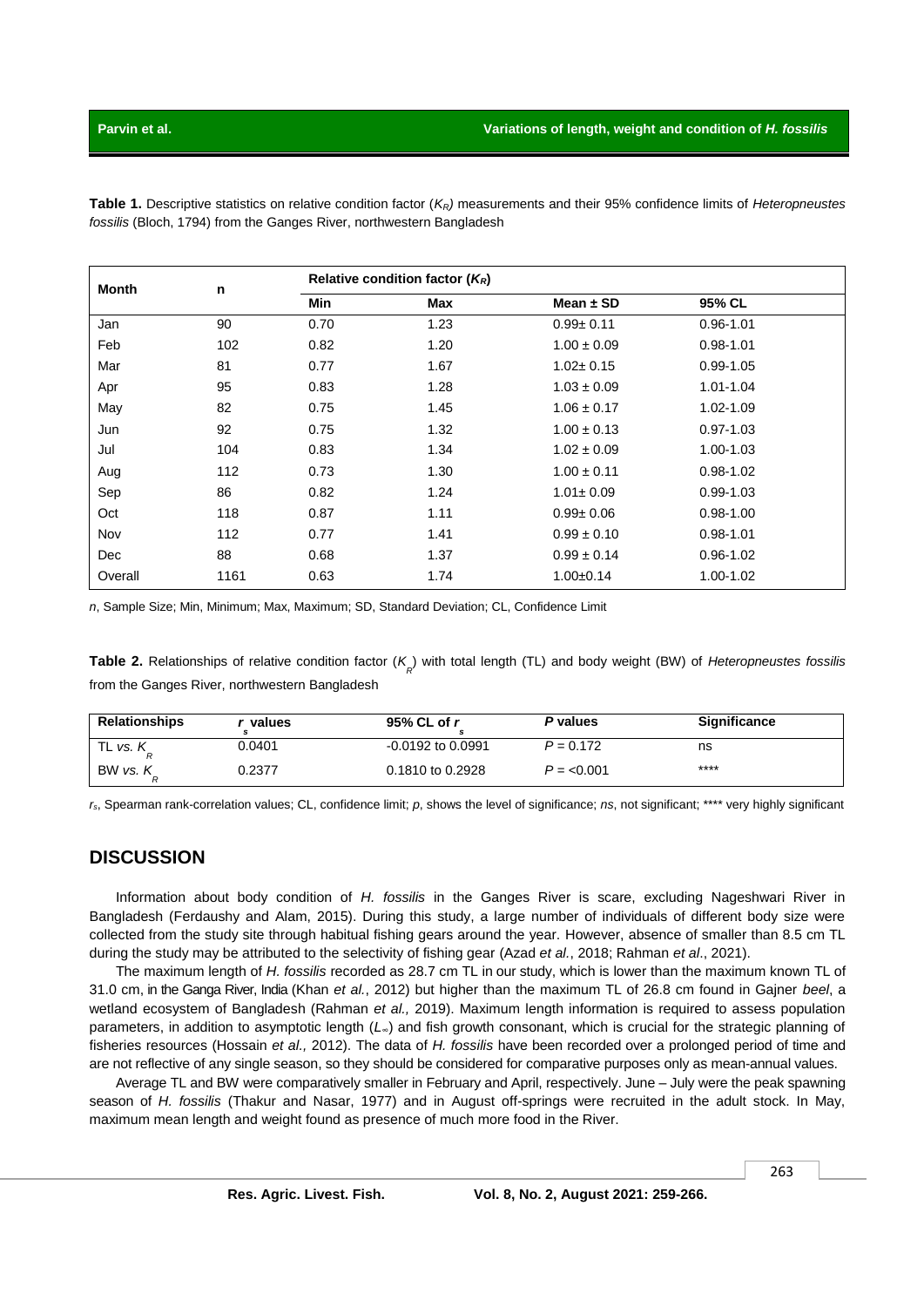**Table 1.** Descriptive statistics on relative condition factor ($K_R$) measurements and their 95% confidence limits of *Heteropneustes fossilis* (Bloch, 1794) from the Ganges River, northwestern Bangladesh

| Month | n | Relative condition factor ($K_R$) | | | |
|---|---|---|---|---|---|
| | | Min | Max | Mean ± SD | 95% CL |
| Jan | 90 | 0.70 | 1.23 | 0.99± 0.11 | 0.96-1.01 |
| Feb | 102 | 0.82 | 1.20 | 1.00 ± 0.09 | 0.98-1.01 |
| Mar | 81 | 0.77 | 1.67 | 1.02± 0.15 | 0.99-1.05 |
| Apr | 95 | 0.83 | 1.28 | 1.03 ± 0.09 | 1.01-1.04 |
| May | 82 | 0.75 | 1.45 | 1.06 ± 0.17 | 1.02-1.09 |
| Jun | 92 | 0.75 | 1.32 | 1.00 ± 0.13 | 0.97-1.03 |
| Jul | 104 | 0.83 | 1.34 | 1.02 ± 0.09 | 1.00-1.03 |
| Aug | 112 | 0.73 | 1.30 | 1.00 ± 0.11 | 0.98-1.02 |
| Sep | 86 | 0.82 | 1.24 | 1.01± 0.09 | 0.99-1.03 |
| Oct | 118 | 0.87 | 1.11 | 0.99± 0.06 | 0.98-1.00 |
| Nov | 112 | 0.77 | 1.41 | 0.99 ± 0.10 | 0.98-1.01 |
| Dec | 88 | 0.68 | 1.37 | 0.99 ± 0.14 | 0.96-1.02 |
| Overall | 1161 | 0.63 | 1.74 | 1.00±0.14 | 1.00-1.02 |

*n*, Sample Size; Min, Minimum; Max, Maximum; SD, Standard Deviation; CL, Confidence Limit

**Table 2.** Relationships of relative condition factor ($K_R$) with total length (TL) and body weight (BW) of *Heteropneustes fossilis* from the Ganges River, northwestern Bangladesh

| Relationships | $r_s$ values | 95% CL of $r_s$ | *P* values | Significance |
|---|---|---|---|---|
| TL *vs.* $K_R$ | 0.0401 | -0.0192 to 0.0991 | $P = 0.172$ | ns |
| BW *vs.* $K_R$ | 0.2377 | 0.1810 to 0.2928 | $P = <0.001$ | **** |

$r_s$, Spearman rank-correlation values; CL, confidence limit; *p*, shows the level of significance; *ns*, not significant; **** very highly significant

## DISCUSSION

Information about body condition of *H. fossilis* in the Ganges River is scare, excluding Nageshwari River in Bangladesh (Ferdaushy and Alam, 2015). During this study, a large number of individuals of different body size were collected from the study site through habitual fishing gears around the year. However, absence of smaller than 8.5 cm TL during the study may be attributed to the selectivity of fishing gear (Azad *et al.*, 2018; Rahman *et al*., 2021).

The maximum length of *H. fossilis* recorded as 28.7 cm TL in our study, which is lower than the maximum known TL of 31.0 cm, in the Ganga River, India (Khan *et al.*, 2012) but higher than the maximum TL of 26.8 cm found in Gajner *beel*, a wetland ecosystem of Bangladesh (Rahman *et al.,* 2019). Maximum length information is required to assess population parameters, in addition to asymptotic length ($L_\infty$) and fish growth consonant, which is crucial for the strategic planning of fisheries resources (Hossain *et al.,* 2012). The data of *H. fossilis* have been recorded over a prolonged period of time and are not reflective of any single season, so they should be considered for comparative purposes only as mean-annual values.

Average TL and BW were comparatively smaller in February and April, respectively. June – July were the peak spawning season of *H. fossilis* (Thakur and Nasar, 1977) and in August off-springs were recruited in the adult stock. In May, maximum mean length and weight found as presence of much more food in the River.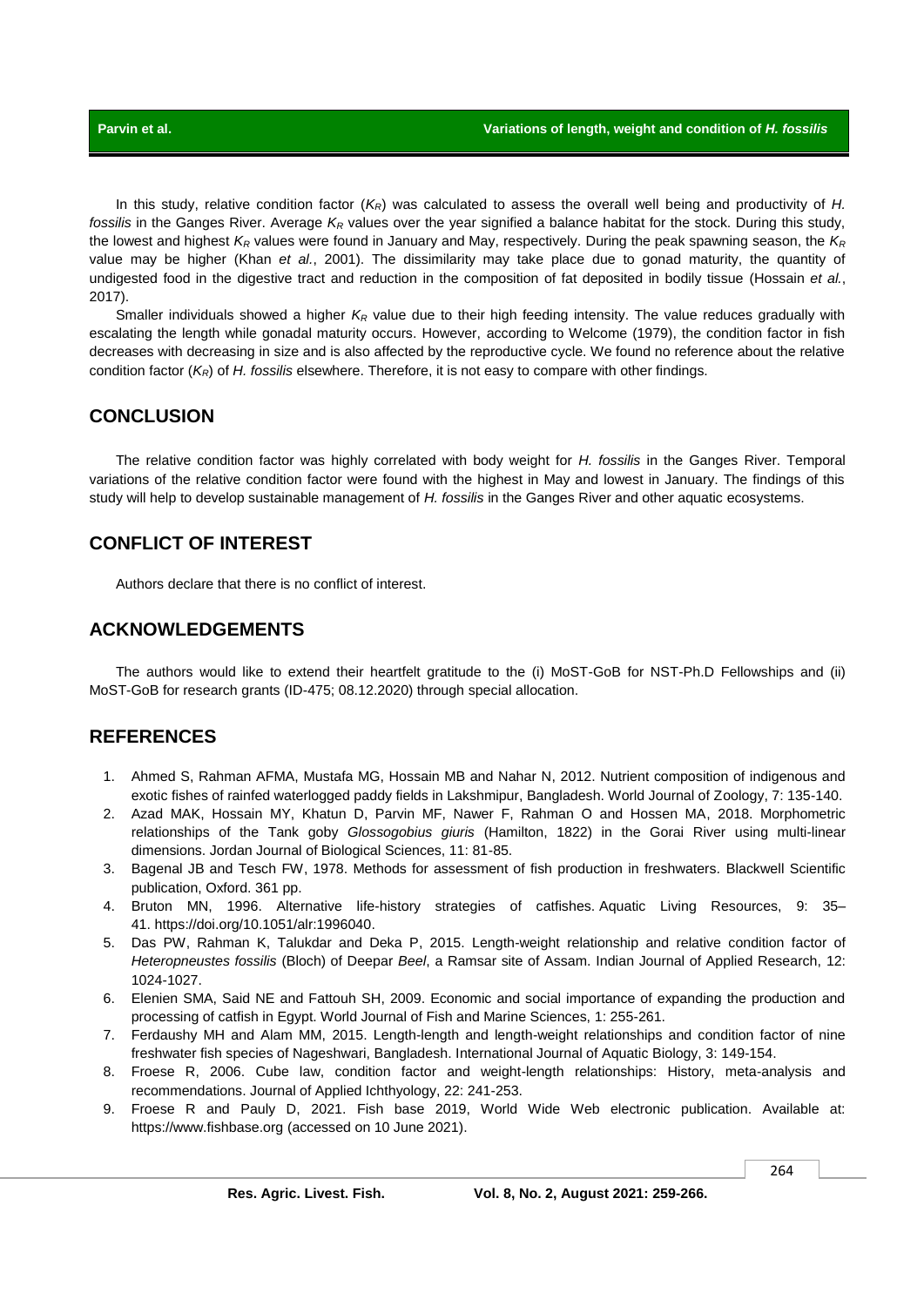In this study, relative condition factor ($K_R$) was calculated to assess the overall well being and productivity of *H. fossilis* in the Ganges River. Average $K_R$ values over the year signified a balance habitat for the stock. During this study, the lowest and highest $K_R$ values were found in January and May, respectively. During the peak spawning season, the $K_R$ value may be higher (Khan *et al.*, 2001). The dissimilarity may take place due to gonad maturity, the quantity of undigested food in the digestive tract and reduction in the composition of fat deposited in bodily tissue (Hossain *et al.*, 2017).

Smaller individuals showed a higher $K_R$ value due to their high feeding intensity. The value reduces gradually with escalating the length while gonadal maturity occurs. However, according to Welcome (1979), the condition factor in fish decreases with decreasing in size and is also affected by the reproductive cycle. We found no reference about the relative condition factor ($K_R$) of *H. fossilis* elsewhere. Therefore, it is not easy to compare with other findings.

## CONCLUSION

The relative condition factor was highly correlated with body weight for *H. fossilis* in the Ganges River. Temporal variations of the relative condition factor were found with the highest in May and lowest in January. The findings of this study will help to develop sustainable management of *H. fossilis* in the Ganges River and other aquatic ecosystems.

## CONFLICT OF INTEREST

Authors declare that there is no conflict of interest.

## ACKNOWLEDGEMENTS

The authors would like to extend their heartfelt gratitude to the (i) MoST-GoB for NST-Ph.D Fellowships and (ii) MoST-GoB for research grants (ID-475; 08.12.2020) through special allocation.

## REFERENCES

1. Ahmed S, Rahman AFMA, Mustafa MG, Hossain MB and Nahar N, 2012. Nutrient composition of indigenous and exotic fishes of rainfed waterlogged paddy fields in Lakshmipur, Bangladesh. World Journal of Zoology, 7: 135-140.
2. Azad MAK, Hossain MY, Khatun D, Parvin MF, Nawer F, Rahman O and Hossen MA, 2018. Morphometric relationships of the Tank goby *Glossogobius giuris* (Hamilton, 1822) in the Gorai River using multi-linear dimensions. Jordan Journal of Biological Sciences, 11: 81-85.
3. Bagenal JB and Tesch FW, 1978. Methods for assessment of fish production in freshwaters. Blackwell Scientific publication, Oxford. 361 pp.
4. Bruton MN, 1996. Alternative life-history strategies of catfishes. Aquatic Living Resources, 9: 35–41. https://doi.org/10.1051/alr:1996040.
5. Das PW, Rahman K, Talukdar and Deka P, 2015. Length-weight relationship and relative condition factor of *Heteropneustes fossilis* (Bloch) of Deepar *Beel*, a Ramsar site of Assam. Indian Journal of Applied Research, 12: 1024-1027.
6. Elenien SMA, Said NE and Fattouh SH, 2009. Economic and social importance of expanding the production and processing of catfish in Egypt. World Journal of Fish and Marine Sciences, 1: 255-261.
7. Ferdaushy MH and Alam MM, 2015. Length-length and length-weight relationships and condition factor of nine freshwater fish species of Nageshwari, Bangladesh. International Journal of Aquatic Biology, 3: 149-154.
8. Froese R, 2006. Cube law, condition factor and weight-length relationships: History, meta-analysis and recommendations. Journal of Applied Ichthyology, 22: 241-253.
9. Froese R and Pauly D, 2021. Fish base 2019, World Wide Web electronic publication. Available at: https://www.fishbase.org (accessed on 10 June 2021).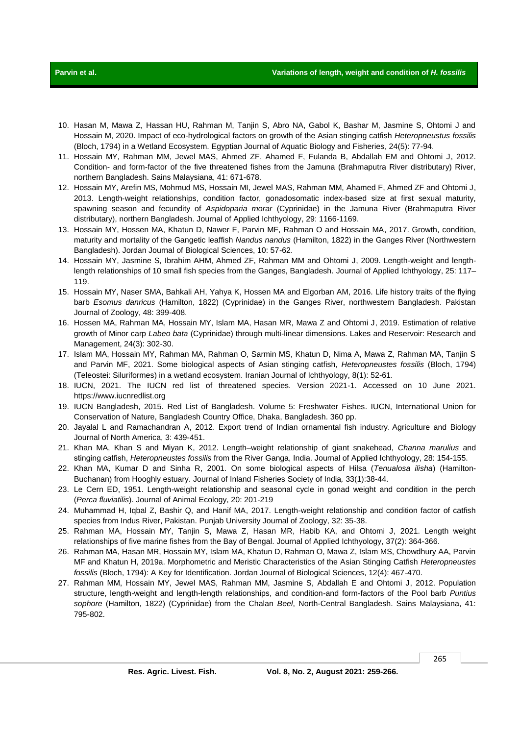10. Hasan M, Mawa Z, Hassan HU, Rahman M, Tanjin S, Abro NA, Gabol K, Bashar M, Jasmine S, Ohtomi J and Hossain M, 2020. Impact of eco-hydrological factors on growth of the Asian stinging catfish *Heteropneustus fossilis* (Bloch, 1794) in a Wetland Ecosystem. Egyptian Journal of Aquatic Biology and Fisheries, 24(5): 77-94.
11. Hossain MY, Rahman MM, Jewel MAS, Ahmed ZF, Ahamed F, Fulanda B, Abdallah EM and Ohtomi J, 2012. Condition- and form-factor of the five threatened fishes from the Jamuna (Brahmaputra River distributary) River, northern Bangladesh. Sains Malaysiana, 41: 671-678.
12. Hossain MY, Arefin MS, Mohmud MS, Hossain MI, Jewel MAS, Rahman MM, Ahamed F, Ahmed ZF and Ohtomi J, 2013. Length-weight relationships, condition factor, gonadosomatic index-based size at first sexual maturity, spawning season and fecundity of *Aspidoparia morar* (Cyprinidae) in the Jamuna River (Brahmaputra River distributary), northern Bangladesh. Journal of Applied Ichthyology, 29: 1166-1169.
13. Hossain MY, Hossen MA, Khatun D, Nawer F, Parvin MF, Rahman O and Hossain MA, 2017. Growth, condition, maturity and mortality of the Gangetic leaffish *Nandus nandus* (Hamilton, 1822) in the Ganges River (Northwestern Bangladesh). Jordan Journal of Biological Sciences, 10: 57-62.
14. Hossain MY, Jasmine S, Ibrahim AHM, Ahmed ZF, Rahman MM and Ohtomi J, 2009. Length-weight and length-length relationships of 10 small fish species from the Ganges, Bangladesh. Journal of Applied Ichthyology, 25: 117–119.
15. Hossain MY, Naser SMA, Bahkali AH, Yahya K, Hossen MA and Elgorban AM, 2016. Life history traits of the flying barb *Esomus danricus* (Hamilton, 1822) (Cyprinidae) in the Ganges River, northwestern Bangladesh. Pakistan Journal of Zoology, 48: 399-408.
16. Hossen MA, Rahman MA, Hossain MY, Islam MA, Hasan MR, Mawa Z and Ohtomi J, 2019. Estimation of relative growth of Minor carp *Labeo bata* (Cyprinidae) through multi-linear dimensions. Lakes and Reservoir: Research and Management, 24(3): 302-30.
17. Islam MA, Hossain MY, Rahman MA, Rahman O, Sarmin MS, Khatun D, Nima A, Mawa Z, Rahman MA, Tanjin S and Parvin MF, 2021. Some biological aspects of Asian stinging catfish, *Heteropneustes fossilis* (Bloch, 1794) (Teleostei: Siluriformes) in a wetland ecosystem. Iranian Journal of Ichthyology, 8(1): 52-61.
18. IUCN, 2021. The IUCN red list of threatened species. Version 2021-1. Accessed on 10 June 2021. https://www.iucnredlist.org
19. IUCN Bangladesh, 2015. Red List of Bangladesh. Volume 5: Freshwater Fishes. IUCN, International Union for Conservation of Nature, Bangladesh Country Office, Dhaka, Bangladesh. 360 pp.
20. Jayalal L and Ramachandran A, 2012. Export trend of Indian ornamental fish industry. Agriculture and Biology Journal of North America, 3: 439-451.
21. Khan MA, Khan S and Miyan K, 2012. Length–weight relationship of giant snakehead, *Channa marulius* and stinging catfish, *Heteropneustes fossilis* from the River Ganga, India. Journal of Applied Ichthyology, 28: 154-155.
22. Khan MA, Kumar D and Sinha R, 2001. On some biological aspects of Hilsa (*Tenualosa ilisha*) (Hamilton-Buchanan) from Hooghly estuary. Journal of Inland Fisheries Society of India, 33(1):38-44.
23. Le Cern ED, 1951. Length-weight relationship and seasonal cycle in gonad weight and condition in the perch (*Perca fluviatilis*). Journal of Animal Ecology, 20: 201-219
24. Muhammad H, Iqbal Z, Bashir Q, and Hanif MA, 2017. Length-weight relationship and condition factor of catfish species from Indus River, Pakistan. Punjab University Journal of Zoology, 32: 35-38.
25. Rahman MA, Hossain MY, Tanjin S, Mawa Z, Hasan MR, Habib KA, and Ohtomi J, 2021. Length weight relationships of five marine fishes from the Bay of Bengal. Journal of Applied Ichthyology, 37(2): 364-366.
26. Rahman MA, Hasan MR, Hossain MY, Islam MA, Khatun D, Rahman O, Mawa Z, Islam MS, Chowdhury AA, Parvin MF and Khatun H, 2019a. Morphometric and Meristic Characteristics of the Asian Stinging Catfish *Heteropneustes fossilis* (Bloch, 1794): A Key for Identification. Jordan Journal of Biological Sciences, 12(4): 467-470.
27. Rahman MM, Hossain MY, Jewel MAS, Rahman MM, Jasmine S, Abdallah E and Ohtomi J, 2012. Population structure, length-weight and length-length relationships, and condition-and form-factors of the Pool barb *Puntius sophore* (Hamilton, 1822) (Cyprinidae) from the Chalan *Beel*, North-Central Bangladesh. Sains Malaysiana, 41: 795-802.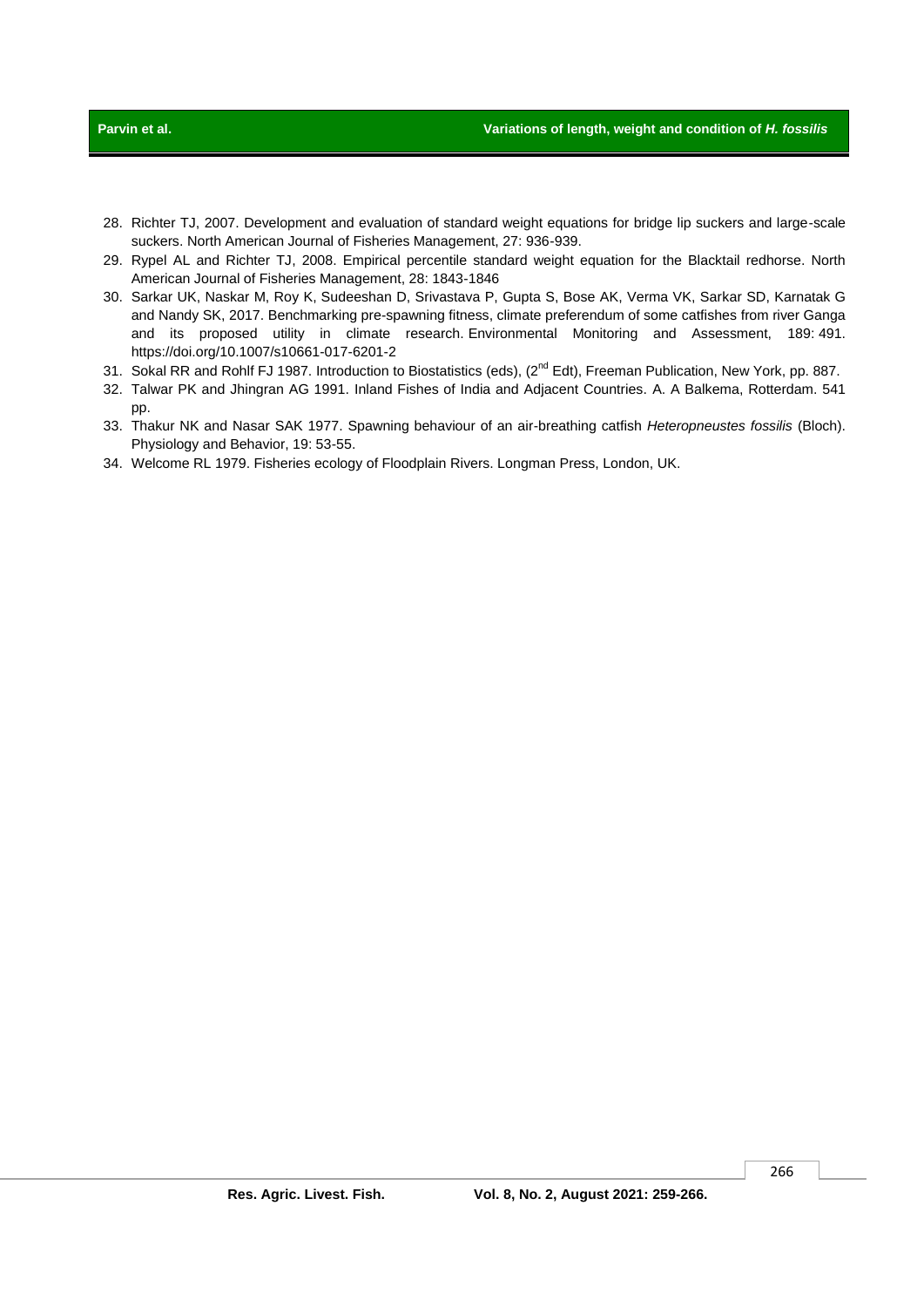28. Richter TJ, 2007. Development and evaluation of standard weight equations for bridge lip suckers and large-scale suckers. North American Journal of Fisheries Management, 27: 936-939.
29. Rypel AL and Richter TJ, 2008. Empirical percentile standard weight equation for the Blacktail redhorse. North American Journal of Fisheries Management, 28: 1843-1846
30. Sarkar UK, Naskar M, Roy K, Sudeeshan D, Srivastava P, Gupta S, Bose AK, Verma VK, Sarkar SD, Karnatak G and Nandy SK, 2017. Benchmarking pre-spawning fitness, climate preferendum of some catfishes from river Ganga and its proposed utility in climate research. Environmental Monitoring and Assessment, 189: 491. https://doi.org/10.1007/s10661-017-6201-2
31. Sokal RR and Rohlf FJ 1987. Introduction to Biostatistics (eds), (2nd Edt), Freeman Publication, New York, pp. 887.
32. Talwar PK and Jhingran AG 1991. Inland Fishes of India and Adjacent Countries. A. A Balkema, Rotterdam. 541 pp.
33. Thakur NK and Nasar SAK 1977. Spawning behaviour of an air-breathing catfish *Heteropneustes fossilis* (Bloch). Physiology and Behavior, 19: 53-55.
34. Welcome RL 1979. Fisheries ecology of Floodplain Rivers. Longman Press, London, UK.